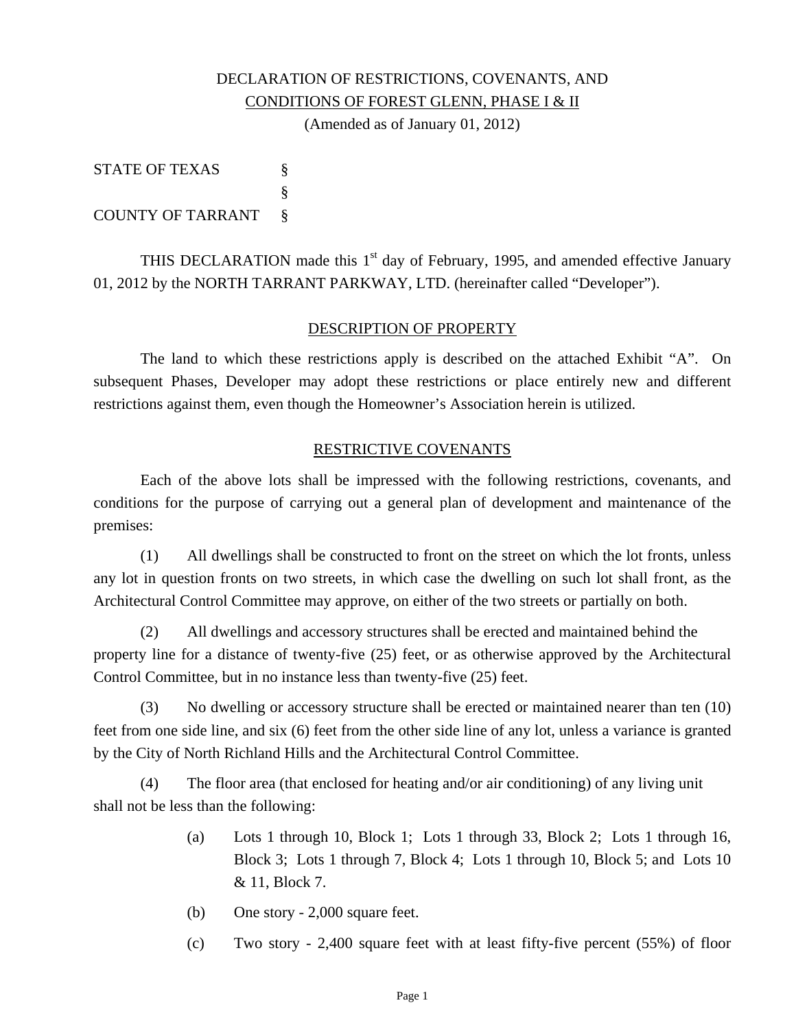# DECLARATION OF RESTRICTIONS, COVENANTS, AND CONDITIONS OF FOREST GLENN, PHASE I & II

(Amended as of January 01, 2012)

STATE OF TEXAS §
§
COUNTY OF TARRANT §

THIS DECLARATION made this 1st day of February, 1995, and amended effective January 01, 2012 by the NORTH TARRANT PARKWAY, LTD. (hereinafter called "Developer").

## DESCRIPTION OF PROPERTY

The land to which these restrictions apply is described on the attached Exhibit "A". On subsequent Phases, Developer may adopt these restrictions or place entirely new and different restrictions against them, even though the Homeowner's Association herein is utilized.

## RESTRICTIVE COVENANTS

Each of the above lots shall be impressed with the following restrictions, covenants, and conditions for the purpose of carrying out a general plan of development and maintenance of the premises:

(1) All dwellings shall be constructed to front on the street on which the lot fronts, unless any lot in question fronts on two streets, in which case the dwelling on such lot shall front, as the Architectural Control Committee may approve, on either of the two streets or partially on both.

(2) All dwellings and accessory structures shall be erected and maintained behind the property line for a distance of twenty-five (25) feet, or as otherwise approved by the Architectural Control Committee, but in no instance less than twenty-five (25) feet.

(3) No dwelling or accessory structure shall be erected or maintained nearer than ten (10) feet from one side line, and six (6) feet from the other side line of any lot, unless a variance is granted by the City of North Richland Hills and the Architectural Control Committee.

(4) The floor area (that enclosed for heating and/or air conditioning) of any living unit shall not be less than the following:

(a) Lots 1 through 10, Block 1; Lots 1 through 33, Block 2; Lots 1 through 16, Block 3; Lots 1 through 7, Block 4; Lots 1 through 10, Block 5; and Lots 10 & 11, Block 7.

(b) One story - 2,000 square feet.

(c) Two story - 2,400 square feet with at least fifty-five percent (55%) of floor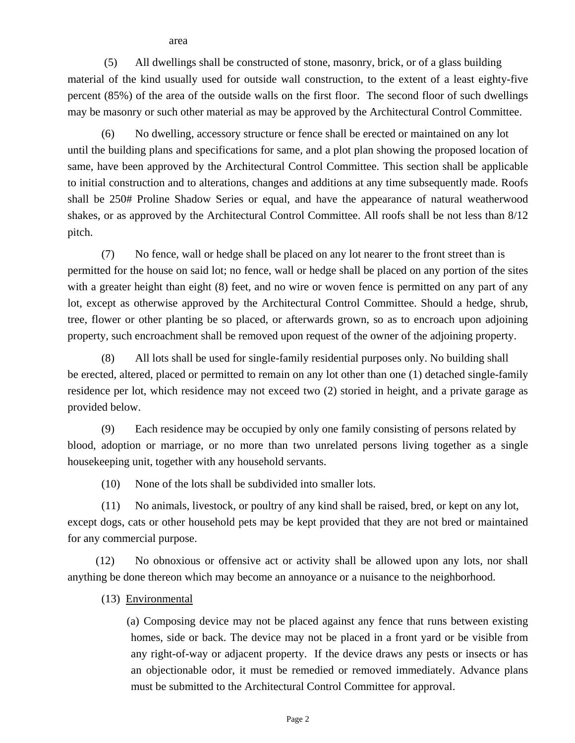area

(5) All dwellings shall be constructed of stone, masonry, brick, or of a glass building material of the kind usually used for outside wall construction, to the extent of a least eighty-five percent (85%) of the area of the outside walls on the first floor. The second floor of such dwellings may be masonry or such other material as may be approved by the Architectural Control Committee.

(6) No dwelling, accessory structure or fence shall be erected or maintained on any lot until the building plans and specifications for same, and a plot plan showing the proposed location of same, have been approved by the Architectural Control Committee. This section shall be applicable to initial construction and to alterations, changes and additions at any time subsequently made. Roofs shall be 250# Proline Shadow Series or equal, and have the appearance of natural weatherwood shakes, or as approved by the Architectural Control Committee. All roofs shall be not less than 8/12 pitch.

(7) No fence, wall or hedge shall be placed on any lot nearer to the front street than is permitted for the house on said lot; no fence, wall or hedge shall be placed on any portion of the sites with a greater height than eight (8) feet, and no wire or woven fence is permitted on any part of any lot, except as otherwise approved by the Architectural Control Committee. Should a hedge, shrub, tree, flower or other planting be so placed, or afterwards grown, so as to encroach upon adjoining property, such encroachment shall be removed upon request of the owner of the adjoining property.

(8) All lots shall be used for single-family residential purposes only. No building shall be erected, altered, placed or permitted to remain on any lot other than one (1) detached single-family residence per lot, which residence may not exceed two (2) storied in height, and a private garage as provided below.

(9) Each residence may be occupied by only one family consisting of persons related by blood, adoption or marriage, or no more than two unrelated persons living together as a single housekeeping unit, together with any household servants.

(10) None of the lots shall be subdivided into smaller lots.

(11) No animals, livestock, or poultry of any kind shall be raised, bred, or kept on any lot, except dogs, cats or other household pets may be kept provided that they are not bred or maintained for any commercial purpose.

(12) No obnoxious or offensive act or activity shall be allowed upon any lots, nor shall anything be done thereon which may become an annoyance or a nuisance to the neighborhood.

(13) Environmental

(a) Composing device may not be placed against any fence that runs between existing homes, side or back. The device may not be placed in a front yard or be visible from any right-of-way or adjacent property. If the device draws any pests or insects or has an objectionable odor, it must be remedied or removed immediately. Advance plans must be submitted to the Architectural Control Committee for approval.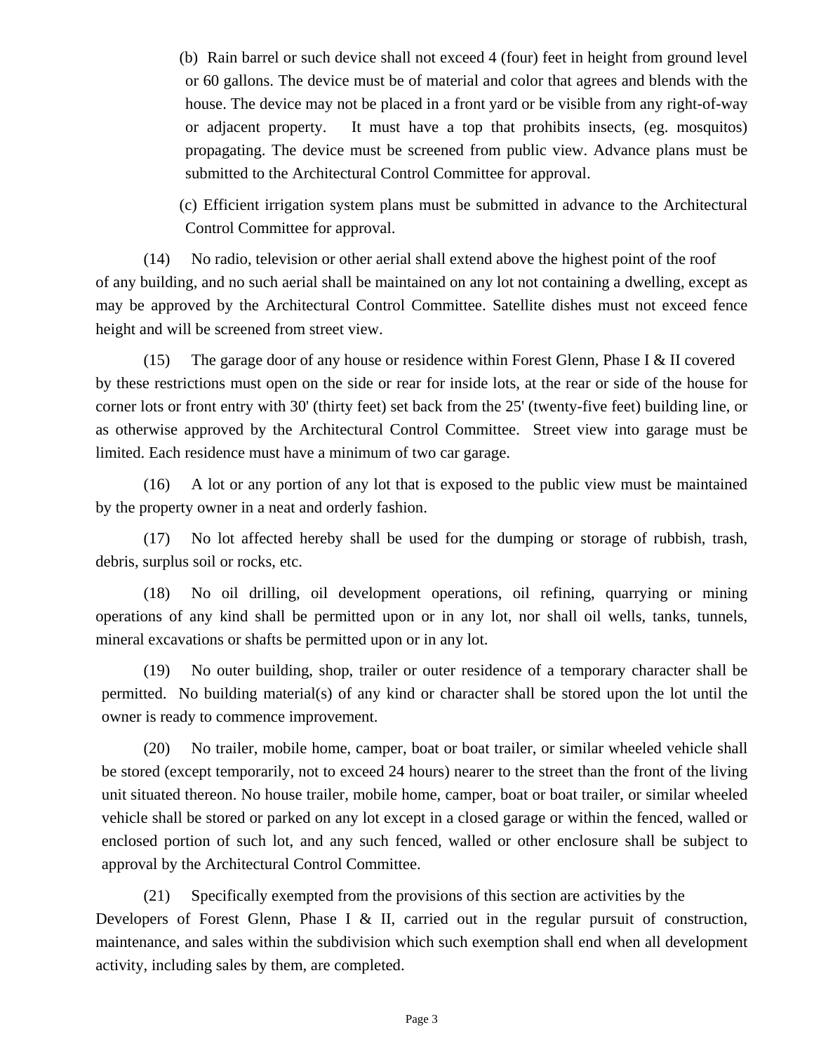(b) Rain barrel or such device shall not exceed 4 (four) feet in height from ground level or 60 gallons. The device must be of material and color that agrees and blends with the house. The device may not be placed in a front yard or be visible from any right-of-way or adjacent property. It must have a top that prohibits insects, (eg. mosquitos) propagating. The device must be screened from public view. Advance plans must be submitted to the Architectural Control Committee for approval.

(c) Efficient irrigation system plans must be submitted in advance to the Architectural Control Committee for approval.

(14) No radio, television or other aerial shall extend above the highest point of the roof of any building, and no such aerial shall be maintained on any lot not containing a dwelling, except as may be approved by the Architectural Control Committee. Satellite dishes must not exceed fence height and will be screened from street view.

(15) The garage door of any house or residence within Forest Glenn, Phase I & II covered by these restrictions must open on the side or rear for inside lots, at the rear or side of the house for corner lots or front entry with 30' (thirty feet) set back from the 25' (twenty-five feet) building line, or as otherwise approved by the Architectural Control Committee. Street view into garage must be limited. Each residence must have a minimum of two car garage.

(16) A lot or any portion of any lot that is exposed to the public view must be maintained by the property owner in a neat and orderly fashion.

(17) No lot affected hereby shall be used for the dumping or storage of rubbish, trash, debris, surplus soil or rocks, etc.

(18) No oil drilling, oil development operations, oil refining, quarrying or mining operations of any kind shall be permitted upon or in any lot, nor shall oil wells, tanks, tunnels, mineral excavations or shafts be permitted upon or in any lot.

(19) No outer building, shop, trailer or outer residence of a temporary character shall be permitted. No building material(s) of any kind or character shall be stored upon the lot until the owner is ready to commence improvement.

(20) No trailer, mobile home, camper, boat or boat trailer, or similar wheeled vehicle shall be stored (except temporarily, not to exceed 24 hours) nearer to the street than the front of the living unit situated thereon. No house trailer, mobile home, camper, boat or boat trailer, or similar wheeled vehicle shall be stored or parked on any lot except in a closed garage or within the fenced, walled or enclosed portion of such lot, and any such fenced, walled or other enclosure shall be subject to approval by the Architectural Control Committee.

(21) Specifically exempted from the provisions of this section are activities by the Developers of Forest Glenn, Phase I & II, carried out in the regular pursuit of construction, maintenance, and sales within the subdivision which such exemption shall end when all development activity, including sales by them, are completed.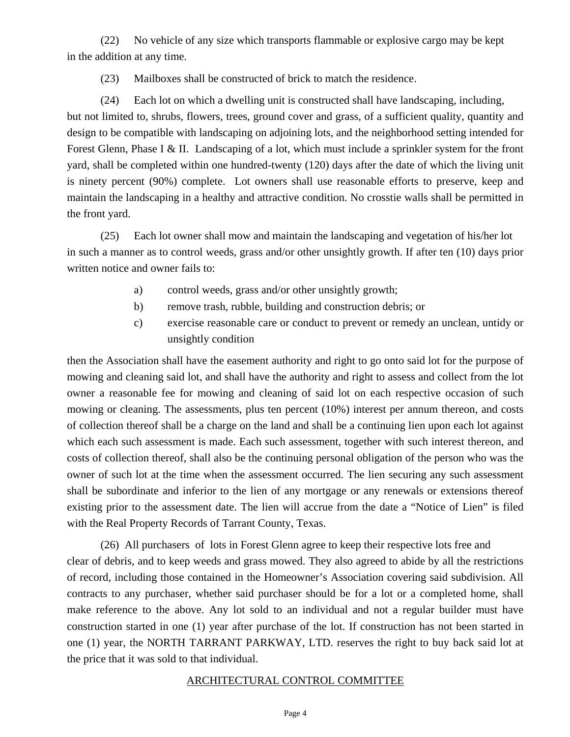(22) No vehicle of any size which transports flammable or explosive cargo may be kept in the addition at any time.

(23) Mailboxes shall be constructed of brick to match the residence.

(24) Each lot on which a dwelling unit is constructed shall have landscaping, including, but not limited to, shrubs, flowers, trees, ground cover and grass, of a sufficient quality, quantity and design to be compatible with landscaping on adjoining lots, and the neighborhood setting intended for Forest Glenn, Phase I & II. Landscaping of a lot, which must include a sprinkler system for the front yard, shall be completed within one hundred-twenty (120) days after the date of which the living unit is ninety percent (90%) complete. Lot owners shall use reasonable efforts to preserve, keep and maintain the landscaping in a healthy and attractive condition. No crosstie walls shall be permitted in the front yard.

(25) Each lot owner shall mow and maintain the landscaping and vegetation of his/her lot in such a manner as to control weeds, grass and/or other unsightly growth. If after ten (10) days prior written notice and owner fails to:

a) control weeds, grass and/or other unsightly growth;
b) remove trash, rubble, building and construction debris; or
c) exercise reasonable care or conduct to prevent or remedy an unclean, untidy or unsightly condition

then the Association shall have the easement authority and right to go onto said lot for the purpose of mowing and cleaning said lot, and shall have the authority and right to assess and collect from the lot owner a reasonable fee for mowing and cleaning of said lot on each respective occasion of such mowing or cleaning. The assessments, plus ten percent (10%) interest per annum thereon, and costs of collection thereof shall be a charge on the land and shall be a continuing lien upon each lot against which each such assessment is made. Each such assessment, together with such interest thereon, and costs of collection thereof, shall also be the continuing personal obligation of the person who was the owner of such lot at the time when the assessment occurred. The lien securing any such assessment shall be subordinate and inferior to the lien of any mortgage or any renewals or extensions thereof existing prior to the assessment date. The lien will accrue from the date a "Notice of Lien" is filed with the Real Property Records of Tarrant County, Texas.

(26) All purchasers of lots in Forest Glenn agree to keep their respective lots free and clear of debris, and to keep weeds and grass mowed. They also agreed to abide by all the restrictions of record, including those contained in the Homeowner's Association covering said subdivision. All contracts to any purchaser, whether said purchaser should be for a lot or a completed home, shall make reference to the above. Any lot sold to an individual and not a regular builder must have construction started in one (1) year after purchase of the lot. If construction has not been started in one (1) year, the NORTH TARRANT PARKWAY, LTD. reserves the right to buy back said lot at the price that it was sold to that individual.

## ARCHITECTURAL CONTROL COMMITTEE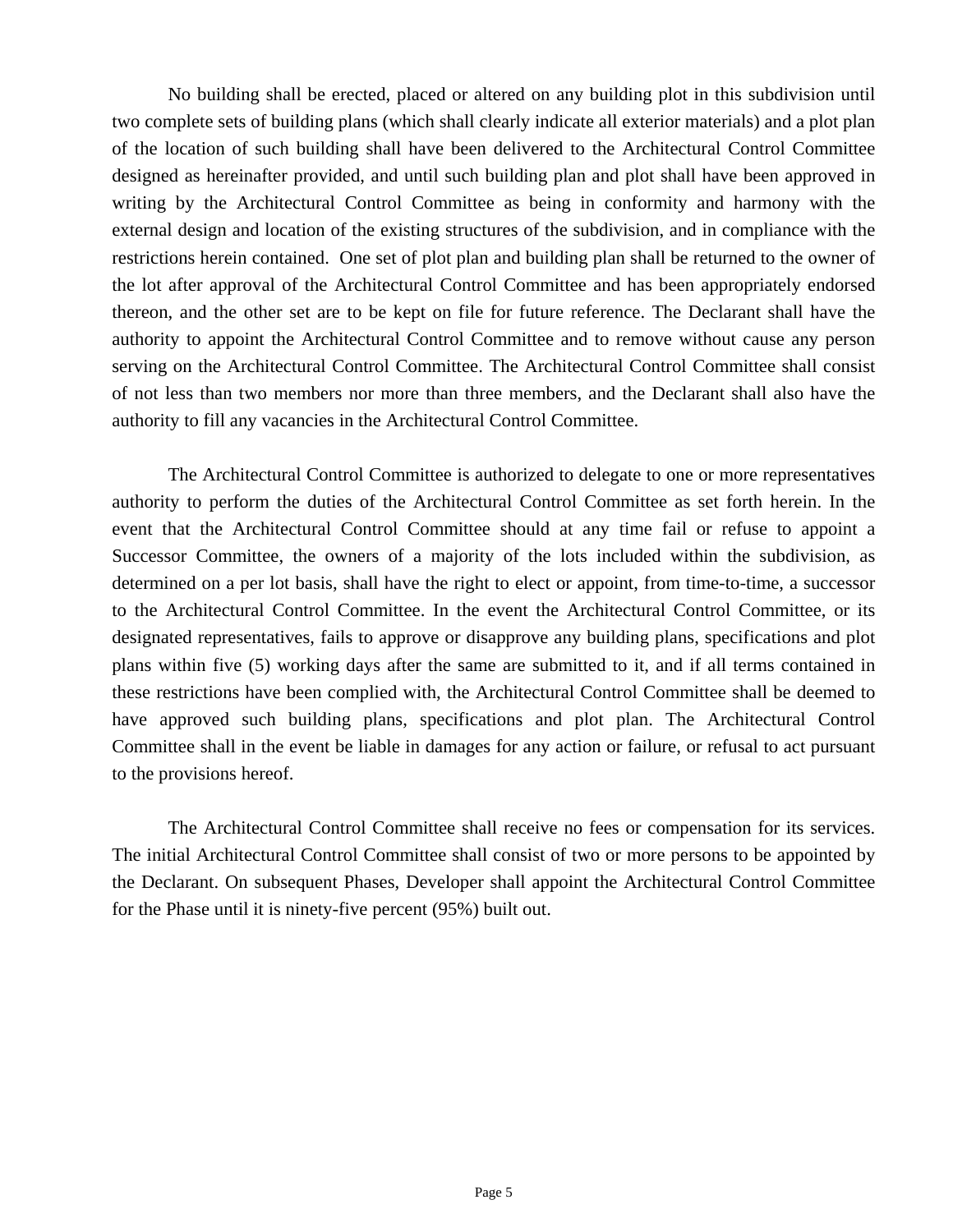No building shall be erected, placed or altered on any building plot in this subdivision until two complete sets of building plans (which shall clearly indicate all exterior materials) and a plot plan of the location of such building shall have been delivered to the Architectural Control Committee designed as hereinafter provided, and until such building plan and plot shall have been approved in writing by the Architectural Control Committee as being in conformity and harmony with the external design and location of the existing structures of the subdivision, and in compliance with the restrictions herein contained. One set of plot plan and building plan shall be returned to the owner of the lot after approval of the Architectural Control Committee and has been appropriately endorsed thereon, and the other set are to be kept on file for future reference. The Declarant shall have the authority to appoint the Architectural Control Committee and to remove without cause any person serving on the Architectural Control Committee. The Architectural Control Committee shall consist of not less than two members nor more than three members, and the Declarant shall also have the authority to fill any vacancies in the Architectural Control Committee.

The Architectural Control Committee is authorized to delegate to one or more representatives authority to perform the duties of the Architectural Control Committee as set forth herein. In the event that the Architectural Control Committee should at any time fail or refuse to appoint a Successor Committee, the owners of a majority of the lots included within the subdivision, as determined on a per lot basis, shall have the right to elect or appoint, from time-to-time, a successor to the Architectural Control Committee. In the event the Architectural Control Committee, or its designated representatives, fails to approve or disapprove any building plans, specifications and plot plans within five (5) working days after the same are submitted to it, and if all terms contained in these restrictions have been complied with, the Architectural Control Committee shall be deemed to have approved such building plans, specifications and plot plan. The Architectural Control Committee shall in the event be liable in damages for any action or failure, or refusal to act pursuant to the provisions hereof.

The Architectural Control Committee shall receive no fees or compensation for its services. The initial Architectural Control Committee shall consist of two or more persons to be appointed by the Declarant. On subsequent Phases, Developer shall appoint the Architectural Control Committee for the Phase until it is ninety-five percent (95%) built out.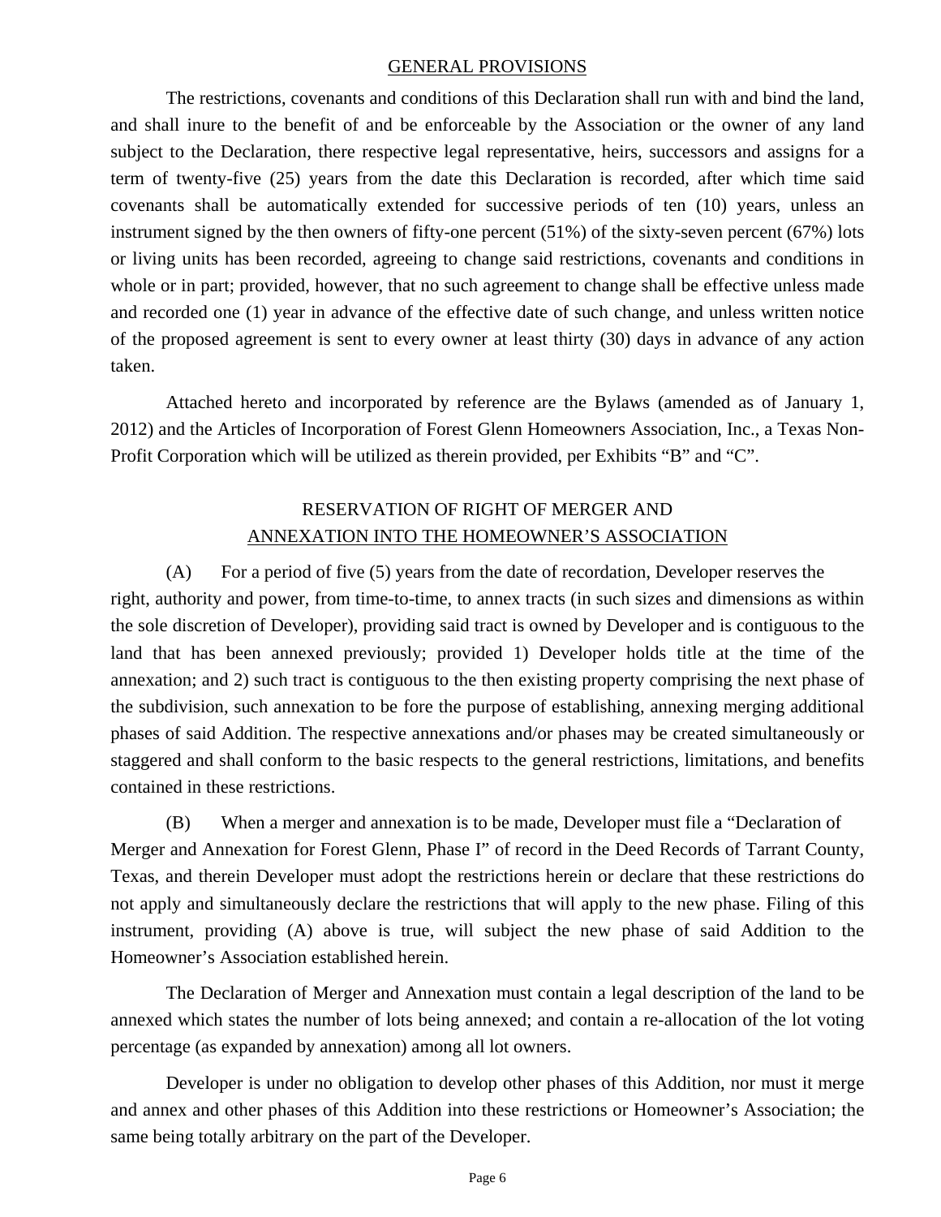## GENERAL PROVISIONS

The restrictions, covenants and conditions of this Declaration shall run with and bind the land, and shall inure to the benefit of and be enforceable by the Association or the owner of any land subject to the Declaration, there respective legal representative, heirs, successors and assigns for a term of twenty-five (25) years from the date this Declaration is recorded, after which time said covenants shall be automatically extended for successive periods of ten (10) years, unless an instrument signed by the then owners of fifty-one percent (51%) of the sixty-seven percent (67%) lots or living units has been recorded, agreeing to change said restrictions, covenants and conditions in whole or in part; provided, however, that no such agreement to change shall be effective unless made and recorded one (1) year in advance of the effective date of such change, and unless written notice of the proposed agreement is sent to every owner at least thirty (30) days in advance of any action taken.

Attached hereto and incorporated by reference are the Bylaws (amended as of January 1, 2012) and the Articles of Incorporation of Forest Glenn Homeowners Association, Inc., a Texas Non-Profit Corporation which will be utilized as therein provided, per Exhibits "B" and "C".

## RESERVATION OF RIGHT OF MERGER AND ANNEXATION INTO THE HOMEOWNER'S ASSOCIATION

(A) For a period of five (5) years from the date of recordation, Developer reserves the right, authority and power, from time-to-time, to annex tracts (in such sizes and dimensions as within the sole discretion of Developer), providing said tract is owned by Developer and is contiguous to the land that has been annexed previously; provided 1) Developer holds title at the time of the annexation; and 2) such tract is contiguous to the then existing property comprising the next phase of the subdivision, such annexation to be fore the purpose of establishing, annexing merging additional phases of said Addition. The respective annexations and/or phases may be created simultaneously or staggered and shall conform to the basic respects to the general restrictions, limitations, and benefits contained in these restrictions.

(B) When a merger and annexation is to be made, Developer must file a "Declaration of Merger and Annexation for Forest Glenn, Phase I" of record in the Deed Records of Tarrant County, Texas, and therein Developer must adopt the restrictions herein or declare that these restrictions do not apply and simultaneously declare the restrictions that will apply to the new phase. Filing of this instrument, providing (A) above is true, will subject the new phase of said Addition to the Homeowner's Association established herein.

The Declaration of Merger and Annexation must contain a legal description of the land to be annexed which states the number of lots being annexed; and contain a re-allocation of the lot voting percentage (as expanded by annexation) among all lot owners.

Developer is under no obligation to develop other phases of this Addition, nor must it merge and annex and other phases of this Addition into these restrictions or Homeowner's Association; the same being totally arbitrary on the part of the Developer.